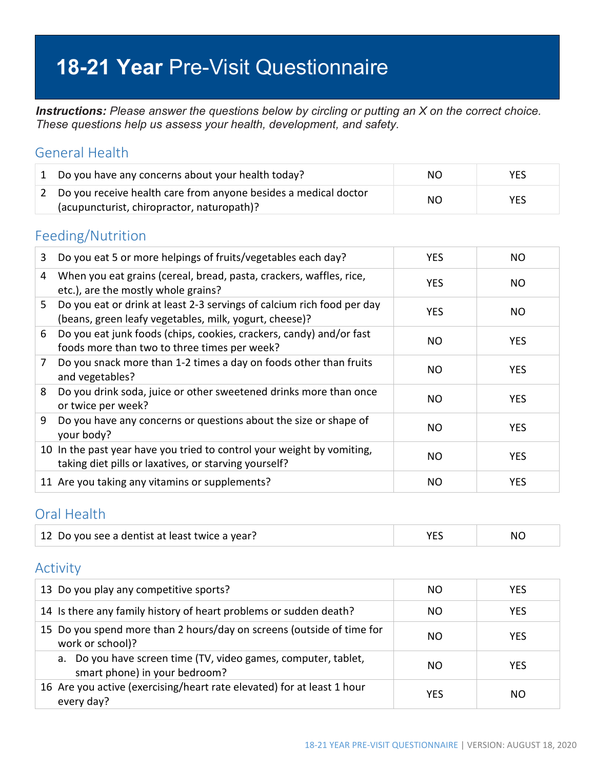# **18-21 Year** Pre-Visit Questionnaire

***Instructions:*** *Please answer the questions below by circling or putting an X on the correct choice. These questions help us assess your health, development, and safety.*

## General Health

| | | | |
|---|---|---|---|
| 1 | Do you have any concerns about your health today? | NO | YES |
| 2 | Do you receive health care from anyone besides a medical doctor (acupuncturist, chiropractor, naturopath)? | NO | YES |

## Feeding/Nutrition

| | | | |
|---|---|---|---|
| 3 | Do you eat 5 or more helpings of fruits/vegetables each day? | YES | NO |
| 4 | When you eat grains (cereal, bread, pasta, crackers, waffles, rice, etc.), are the mostly whole grains? | YES | NO |
| 5 | Do you eat or drink at least 2-3 servings of calcium rich food per day (beans, green leafy vegetables, milk, yogurt, cheese)? | YES | NO |
| 6 | Do you eat junk foods (chips, cookies, crackers, candy) and/or fast foods more than two to three times per week? | NO | YES |
| 7 | Do you snack more than 1-2 times a day on foods other than fruits and vegetables? | NO | YES |
| 8 | Do you drink soda, juice or other sweetened drinks more than once or twice per week? | NO | YES |
| 9 | Do you have any concerns or questions about the size or shape of your body? | NO | YES |
| 10 | In the past year have you tried to control your weight by vomiting, taking diet pills or laxatives, or starving yourself? | NO | YES |
| 11 | Are you taking any vitamins or supplements? | NO | YES |

## Oral Health

| | | | |
|---|---|---|---|
| 12 | Do you see a dentist at least twice a year? | YES | NO |

## Activity

| | | | |
|---|---|---|---|
| 13 | Do you play any competitive sports? | NO | YES |
| 14 | Is there any family history of heart problems or sudden death? | NO | YES |
| 15 | Do you spend more than 2 hours/day on screens (outside of time for work or school)? | NO | YES |
| | a. Do you have screen time (TV, video games, computer, tablet, smart phone) in your bedroom? | NO | YES |
| 16 | Are you active (exercising/heart rate elevated) for at least 1 hour every day? | YES | NO |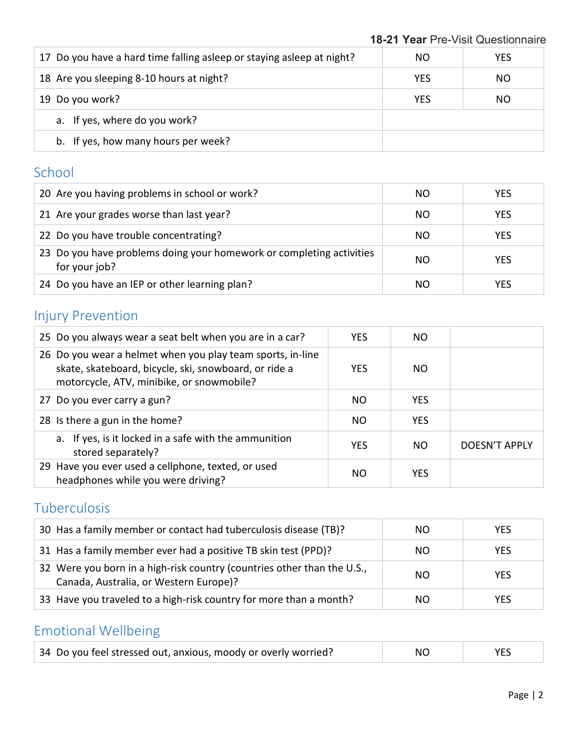| | | |
|---|---|---|
| 17 Do you have a hard time falling asleep or staying asleep at night? | NO | YES |
| 18 Are you sleeping 8-10 hours at night? | YES | NO |
| 19 Do you work? | YES | NO |
| a. If yes, where do you work? | | |
| b. If yes, how many hours per week? | | |

## School

| | | |
|---|---|---|
| 20 Are you having problems in school or work? | NO | YES |
| 21 Are your grades worse than last year? | NO | YES |
| 22 Do you have trouble concentrating? | NO | YES |
| 23 Do you have problems doing your homework or completing activities for your job? | NO | YES |
| 24 Do you have an IEP or other learning plan? | NO | YES |

## Injury Prevention

| | | | |
|---|---|---|---|
| 25 Do you always wear a seat belt when you are in a car? | YES | NO | |
| 26 Do you wear a helmet when you play team sports, in-line skate, skateboard, bicycle, ski, snowboard, or ride a motorcycle, ATV, minibike, or snowmobile? | YES | NO | |
| 27 Do you ever carry a gun? | NO | YES | |
| 28 Is there a gun in the home? | NO | YES | |
| a. If yes, is it locked in a safe with the ammunition stored separately? | YES | NO | DOESN'T APPLY |
| 29 Have you ever used a cellphone, texted, or used headphones while you were driving? | NO | YES | |

## Tuberculosis

| | | |
|---|---|---|
| 30 Has a family member or contact had tuberculosis disease (TB)? | NO | YES |
| 31 Has a family member ever had a positive TB skin test (PPD)? | NO | YES |
| 32 Were you born in a high-risk country (countries other than the U.S., Canada, Australia, or Western Europe)? | NO | YES |
| 33 Have you traveled to a high-risk country for more than a month? | NO | YES |

## Emotional Wellbeing

| | | |
|---|---|---|
| 34 Do you feel stressed out, anxious, moody or overly worried? | NO | YES |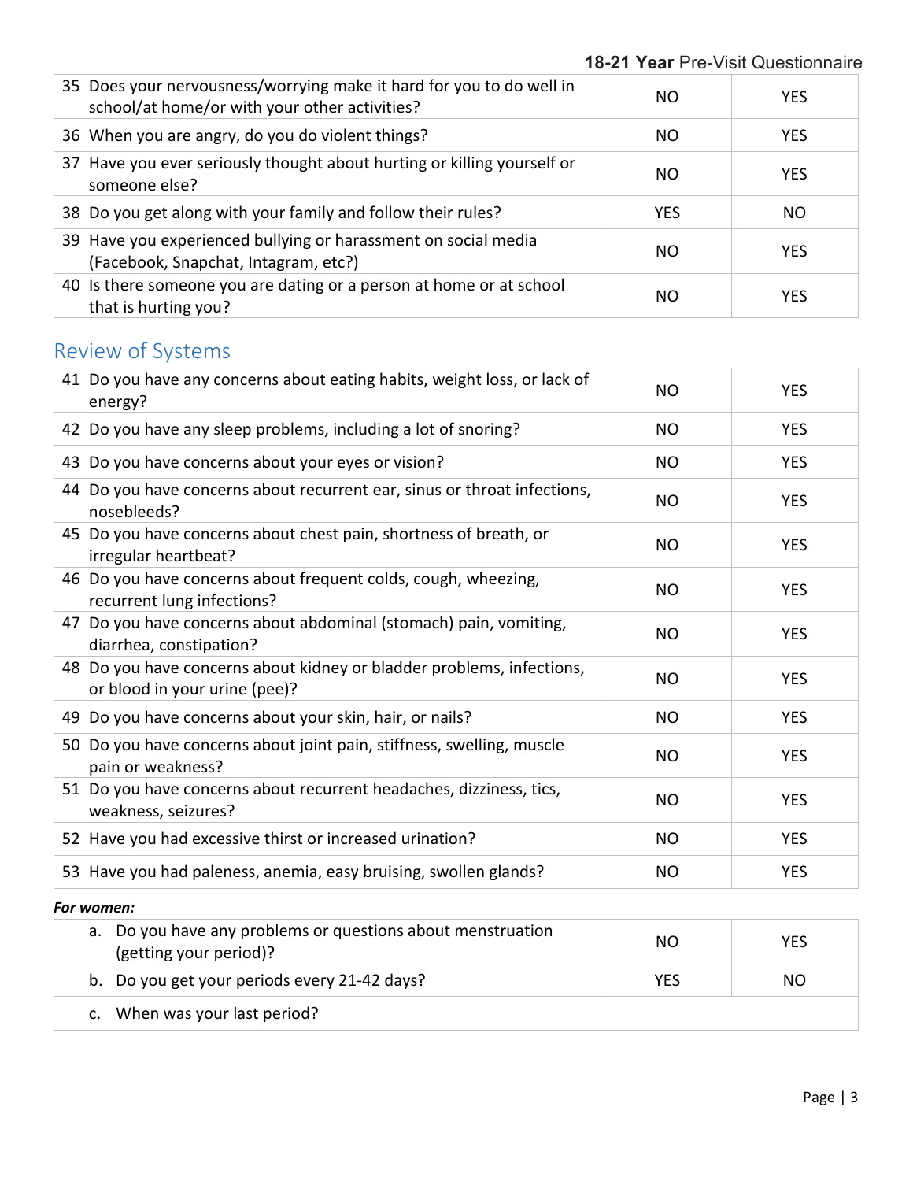| | | |
|---|---|---|
| 35 Does your nervousness/worrying make it hard for you to do well in school/at home/or with your other activities? | NO | YES |
| 36 When you are angry, do you do violent things? | NO | YES |
| 37 Have you ever seriously thought about hurting or killing yourself or someone else? | NO | YES |
| 38 Do you get along with your family and follow their rules? | YES | NO |
| 39 Have you experienced bullying or harassment on social media (Facebook, Snapchat, Intagram, etc?) | NO | YES |
| 40 Is there someone you are dating or a person at home or at school that is hurting you? | NO | YES |

## Review of Systems

| | | |
|---|---|---|
| 41 Do you have any concerns about eating habits, weight loss, or lack of energy? | NO | YES |
| 42 Do you have any sleep problems, including a lot of snoring? | NO | YES |
| 43 Do you have concerns about your eyes or vision? | NO | YES |
| 44 Do you have concerns about recurrent ear, sinus or throat infections, nosebleeds? | NO | YES |
| 45 Do you have concerns about chest pain, shortness of breath, or irregular heartbeat? | NO | YES |
| 46 Do you have concerns about frequent colds, cough, wheezing, recurrent lung infections? | NO | YES |
| 47 Do you have concerns about abdominal (stomach) pain, vomiting, diarrhea, constipation? | NO | YES |
| 48 Do you have concerns about kidney or bladder problems, infections, or blood in your urine (pee)? | NO | YES |
| 49 Do you have concerns about your skin, hair, or nails? | NO | YES |
| 50 Do you have concerns about joint pain, stiffness, swelling, muscle pain or weakness? | NO | YES |
| 51 Do you have concerns about recurrent headaches, dizziness, tics, weakness, seizures? | NO | YES |
| 52 Have you had excessive thirst or increased urination? | NO | YES |
| 53 Have you had paleness, anemia, easy bruising, swollen glands? | NO | YES |

***For women:***

| | | |
|---|---|---|
| a. Do you have any problems or questions about menstruation (getting your period)? | NO | YES |
| b. Do you get your periods every 21-42 days? | YES | NO |
| c. When was your last period? | | |